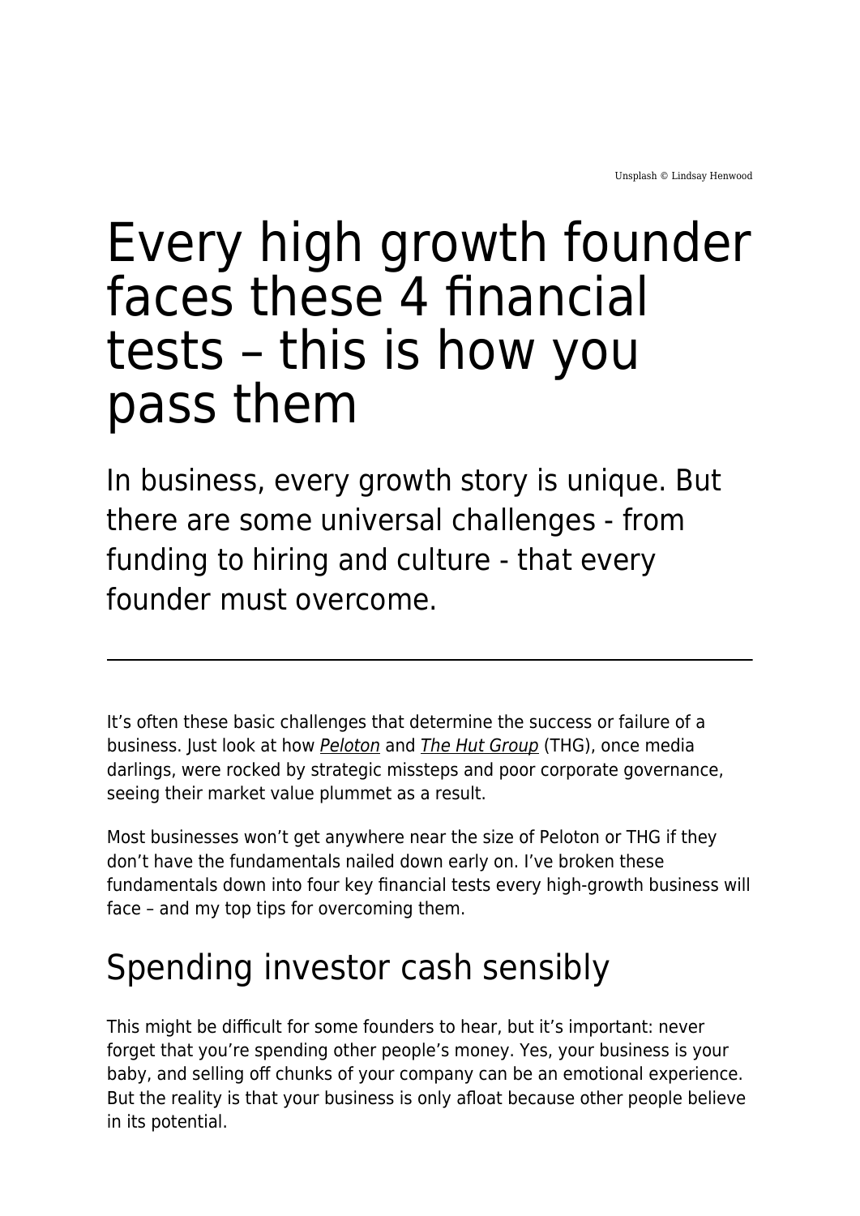Unsplash © Lindsay Henwood

# Every high growth founder faces these 4 financial tests – this is how you pass them

## In business, every growth story is unique. But there are some universal challenges - from funding to hiring and culture - that every founder must overcome.

---

It's often these basic challenges that determine the success or failure of a business. Just look at how *Peloton* and *The Hut Group* (THG), once media darlings, were rocked by strategic missteps and poor corporate governance, seeing their market value plummet as a result.

Most businesses won't get anywhere near the size of Peloton or THG if they don't have the fundamentals nailed down early on. I've broken these fundamentals down into four key financial tests every high-growth business will face – and my top tips for overcoming them.

## Spending investor cash sensibly

This might be difficult for some founders to hear, but it's important: never forget that you're spending other people's money. Yes, your business is your baby, and selling off chunks of your company can be an emotional experience. But the reality is that your business is only afloat because other people believe in its potential.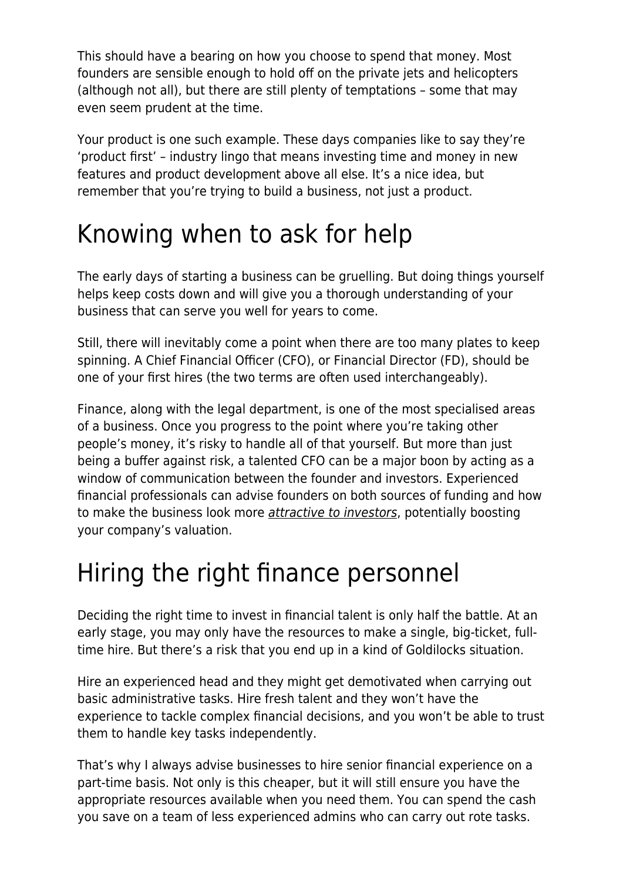This should have a bearing on how you choose to spend that money. Most founders are sensible enough to hold off on the private jets and helicopters (although not all), but there are still plenty of temptations – some that may even seem prudent at the time.

Your product is one such example. These days companies like to say they're 'product first' – industry lingo that means investing time and money in new features and product development above all else. It's a nice idea, but remember that you're trying to build a business, not just a product.

# Knowing when to ask for help

The early days of starting a business can be gruelling. But doing things yourself helps keep costs down and will give you a thorough understanding of your business that can serve you well for years to come.

Still, there will inevitably come a point when there are too many plates to keep spinning. A Chief Financial Officer (CFO), or Financial Director (FD), should be one of your first hires (the two terms are often used interchangeably).

Finance, along with the legal department, is one of the most specialised areas of a business. Once you progress to the point where you're taking other people's money, it's risky to handle all of that yourself. But more than just being a buffer against risk, a talented CFO can be a major boon by acting as a window of communication between the founder and investors. Experienced financial professionals can advise founders on both sources of funding and how to make the business look more *attractive to investors*, potentially boosting your company's valuation.

# Hiring the right finance personnel

Deciding the right time to invest in financial talent is only half the battle. At an early stage, you may only have the resources to make a single, big-ticket, full-time hire. But there's a risk that you end up in a kind of Goldilocks situation.

Hire an experienced head and they might get demotivated when carrying out basic administrative tasks. Hire fresh talent and they won't have the experience to tackle complex financial decisions, and you won't be able to trust them to handle key tasks independently.

That's why I always advise businesses to hire senior financial experience on a part-time basis. Not only is this cheaper, but it will still ensure you have the appropriate resources available when you need them. You can spend the cash you save on a team of less experienced admins who can carry out rote tasks.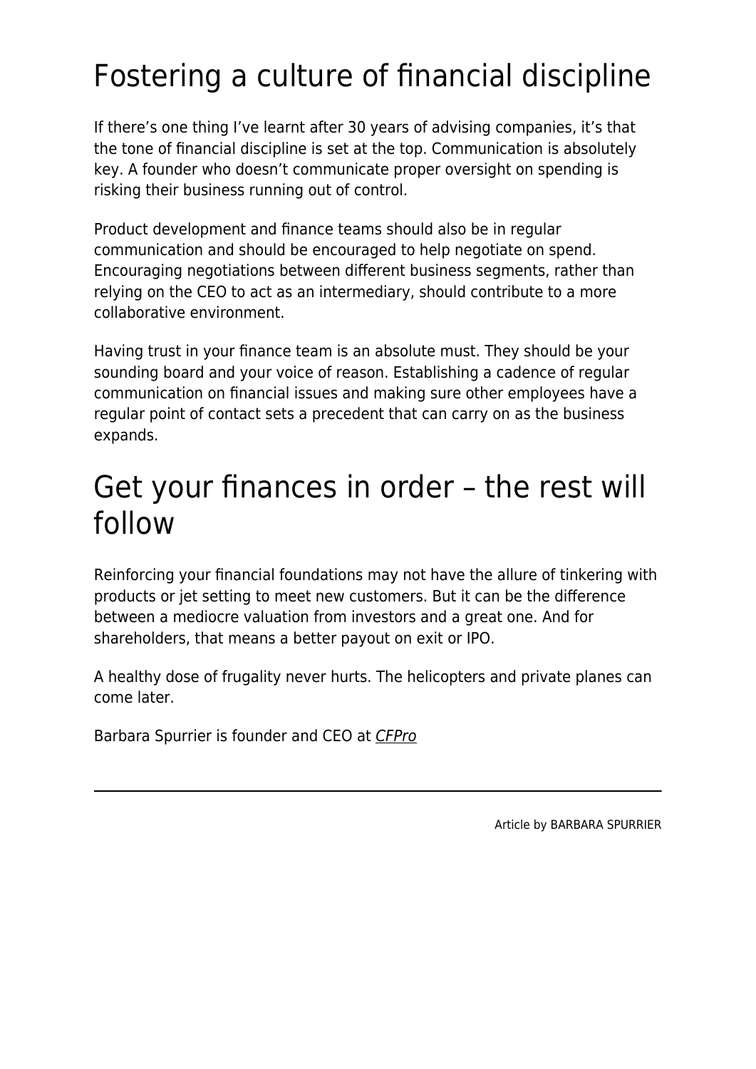## Fostering a culture of financial discipline

If there’s one thing I’ve learnt after 30 years of advising companies, it’s that the tone of financial discipline is set at the top. Communication is absolutely key. A founder who doesn’t communicate proper oversight on spending is risking their business running out of control.

Product development and finance teams should also be in regular communication and should be encouraged to help negotiate on spend. Encouraging negotiations between different business segments, rather than relying on the CEO to act as an intermediary, should contribute to a more collaborative environment.

Having trust in your finance team is an absolute must. They should be your sounding board and your voice of reason. Establishing a cadence of regular communication on financial issues and making sure other employees have a regular point of contact sets a precedent that can carry on as the business expands.

## Get your finances in order – the rest will follow

Reinforcing your financial foundations may not have the allure of tinkering with products or jet setting to meet new customers. But it can be the difference between a mediocre valuation from investors and a great one. And for shareholders, that means a better payout on exit or IPO.

A healthy dose of frugality never hurts. The helicopters and private planes can come later.

Barbara Spurrier is founder and CEO at *CFPro*

---

Article by BARBARA SPURRIER